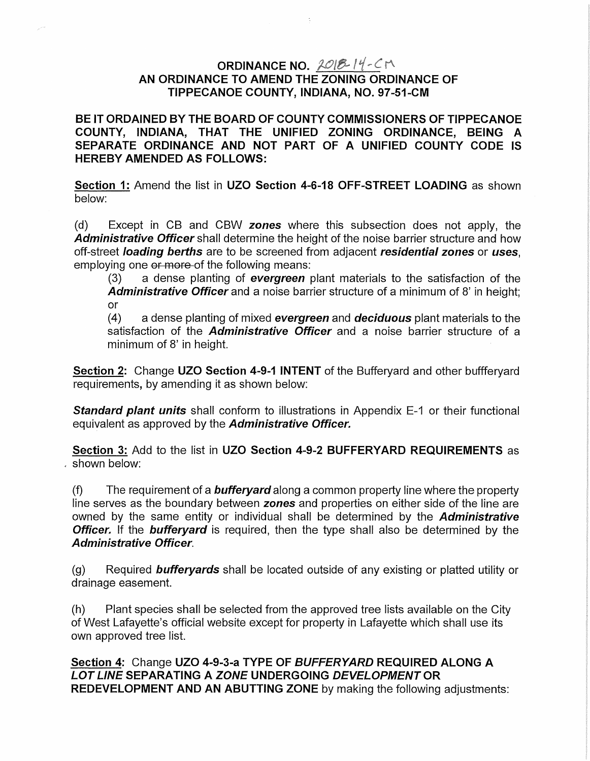# ORDINANCE NO. 2018-14-CM
## AN ORDINANCE TO AMEND THE ZONING ORDINANCE OF TIPPECANOE COUNTY, INDIANA, NO. 97-51-CM

**BE IT ORDAINED BY THE BOARD OF COUNTY COMMISSIONERS OF TIPPECANOE COUNTY, INDIANA, THAT THE UNIFIED ZONING ORDINANCE, BEING A SEPARATE ORDINANCE AND NOT PART OF A UNIFIED COUNTY CODE IS HEREBY AMENDED AS FOLLOWS:**

**Section 1:** Amend the list in **UZO Section 4-6-18 OFF-STREET LOADING** as shown below:

(d) Except in CB and CBW ***zones*** where this subsection does not apply, the ***Administrative Officer*** shall determine the height of the noise barrier structure and how off-street ***loading berths*** are to be screened from adjacent ***residential zones*** or ***uses***, employing one ~~or more~~ of the following means:

(3) a dense planting of ***evergreen*** plant materials to the satisfaction of the ***Administrative Officer*** and a noise barrier structure of a minimum of 8' in height; or

(4) a dense planting of mixed ***evergreen*** and ***deciduous*** plant materials to the satisfaction of the ***Administrative Officer*** and a noise barrier structure of a minimum of 8' in height.

**Section 2:** Change **UZO Section 4-9-1 INTENT** of the Bufferyard and other buffferyard requirements, by amending it as shown below:

***Standard plant units*** shall conform to illustrations in Appendix E-1 or their functional equivalent as approved by the ***Administrative Officer.***

**Section 3:** Add to the list in **UZO Section 4-9-2 BUFFERYARD REQUIREMENTS** as shown below:

(f) The requirement of a ***bufferyard*** along a common property line where the property line serves as the boundary between ***zones*** and properties on either side of the line are owned by the same entity or individual shall be determined by the ***Administrative Officer.*** If the ***bufferyard*** is required, then the type shall also be determined by the ***Administrative Officer***.

(g) Required ***bufferyards*** shall be located outside of any existing or platted utility or drainage easement.

(h) Plant species shall be selected from the approved tree lists available on the City of West Lafayette's official website except for property in Lafayette which shall use its own approved tree list.

**Section 4:** Change **UZO 4-9-3-a TYPE OF *BUFFERYARD* REQUIRED ALONG A *LOT LINE* SEPARATING A *ZONE* UNDERGOING *DEVELOPMENT* OR REDEVELOPMENT AND AN ABUTTING ZONE** by making the following adjustments: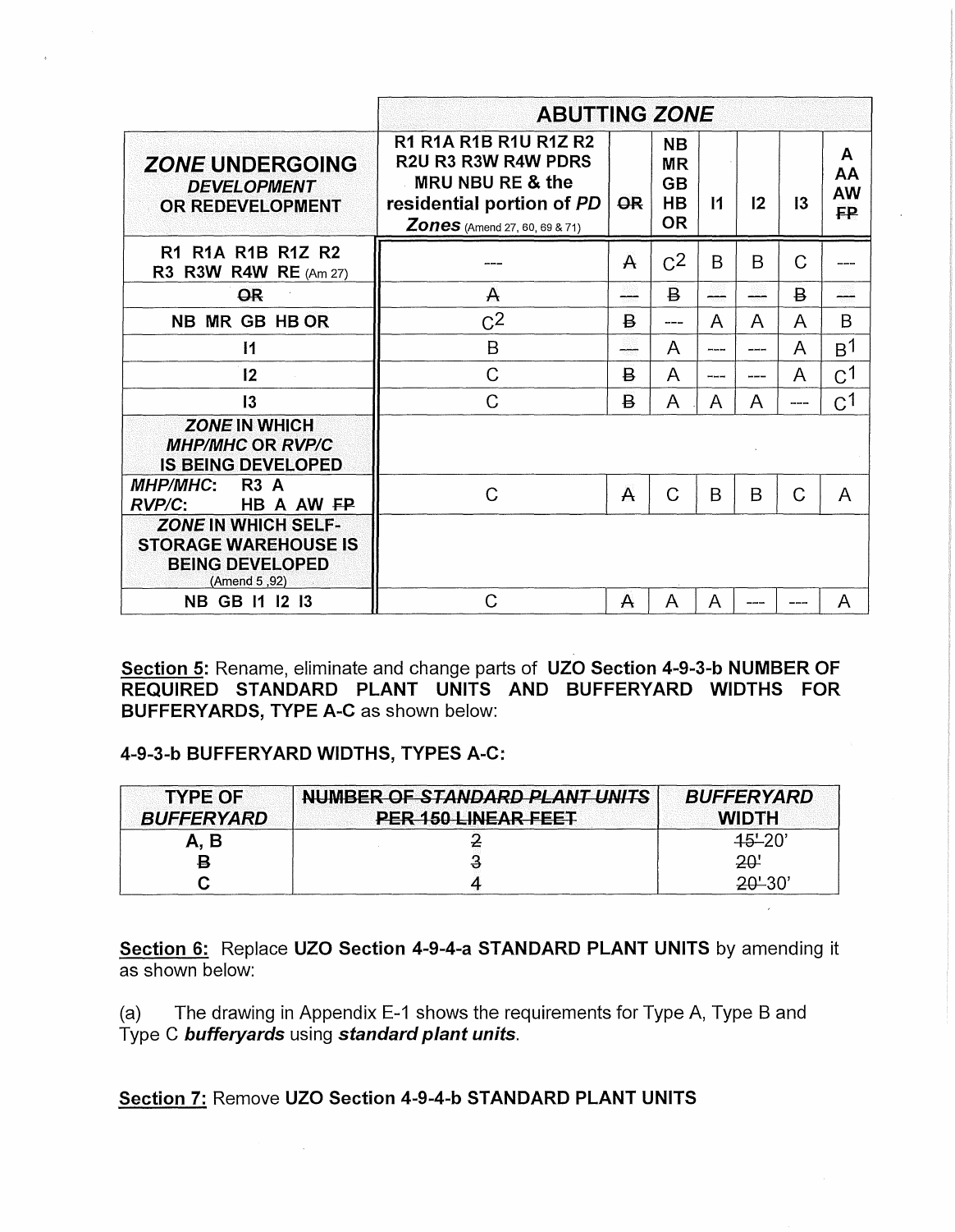| | ABUTTING *ZONE* | | | | | | |
|---|---|---|---|---|---|---|---|
| ***ZONE* UNDERGOING** ***DEVELOPMENT*** **OR REDEVELOPMENT** | **R1 R1A R1B R1U R1Z R2 R2U R3 R3W R4W PDRS MRU NBU RE & the residential portion of *PD Zones*** (Amend 27, 60, 69 & 71) | ~~**OR**~~ | **NB MR GB HB OR** | **I1** | **I2** | **I3** | **A AA AW** ~~**FP**~~ |
| **R1 R1A R1B R1Z R2 R3 R3W R4W RE** (Am 27) | --- | ~~A~~ | C$^2$ | B | B | C | --- |
| ~~**OR**~~ | ~~A~~ | ~~---~~ | ~~B~~ | ~~---~~ | ~~---~~ | ~~B~~ | ~~---~~ |
| **NB MR GB HB OR** | C$^2$ | ~~B~~ | --- | A | A | A | B |
| **I1** | B | ~~---~~ | A | --- | --- | A | B$^1$ |
| **I2** | C | ~~B~~ | A | --- | --- | A | C$^1$ |
| **I3** | C | ~~B~~ | A | A | A | --- | C$^1$ |
| ***ZONE* IN WHICH *MHP/MHC* OR *RVP/C* IS BEING DEVELOPED** | | | | | | | |
| ***MHP/MHC*: R3 A** ***RVP/C*: HB A AW** ~~**FP**~~ | C | ~~A~~ | C | B | B | C | A |
| ***ZONE* IN WHICH SELF-STORAGE WAREHOUSE IS BEING DEVELOPED** (Amend 5 ,92) | | | | | | | |
| **NB GB I1 I2 I3** | C | ~~A~~ | A | A | --- | --- | A |

**Section 5:** Rename, eliminate and change parts of **UZO Section 4-9-3-b NUMBER OF REQUIRED STANDARD PLANT UNITS AND BUFFERYARD WIDTHS FOR BUFFERYARDS, TYPE A-C** as shown below:

**4-9-3-b BUFFERYARD WIDTHS, TYPES A-C:**

| **TYPE OF *BUFFERYARD*** | ~~**NUMBER OF *STANDARD PLANT UNITS* PER 150 LINEAR FEET**~~ | ***BUFFERYARD* WIDTH** |
|---|---|---|
| **A, B** | ~~2~~ | ~~15'~~20' |
| ~~**B**~~ | ~~3~~ | ~~20'~~ |
| **C** | ~~4~~ | ~~20'~~30' |

**Section 6:** Replace **UZO Section 4-9-4-a STANDARD PLANT UNITS** by amending it as shown below:

(a) The drawing in Appendix E-1 shows the requirements for Type A, Type B and Type C ***bufferyards*** using ***standard plant units***.

**Section 7:** Remove **UZO Section 4-9-4-b STANDARD PLANT UNITS**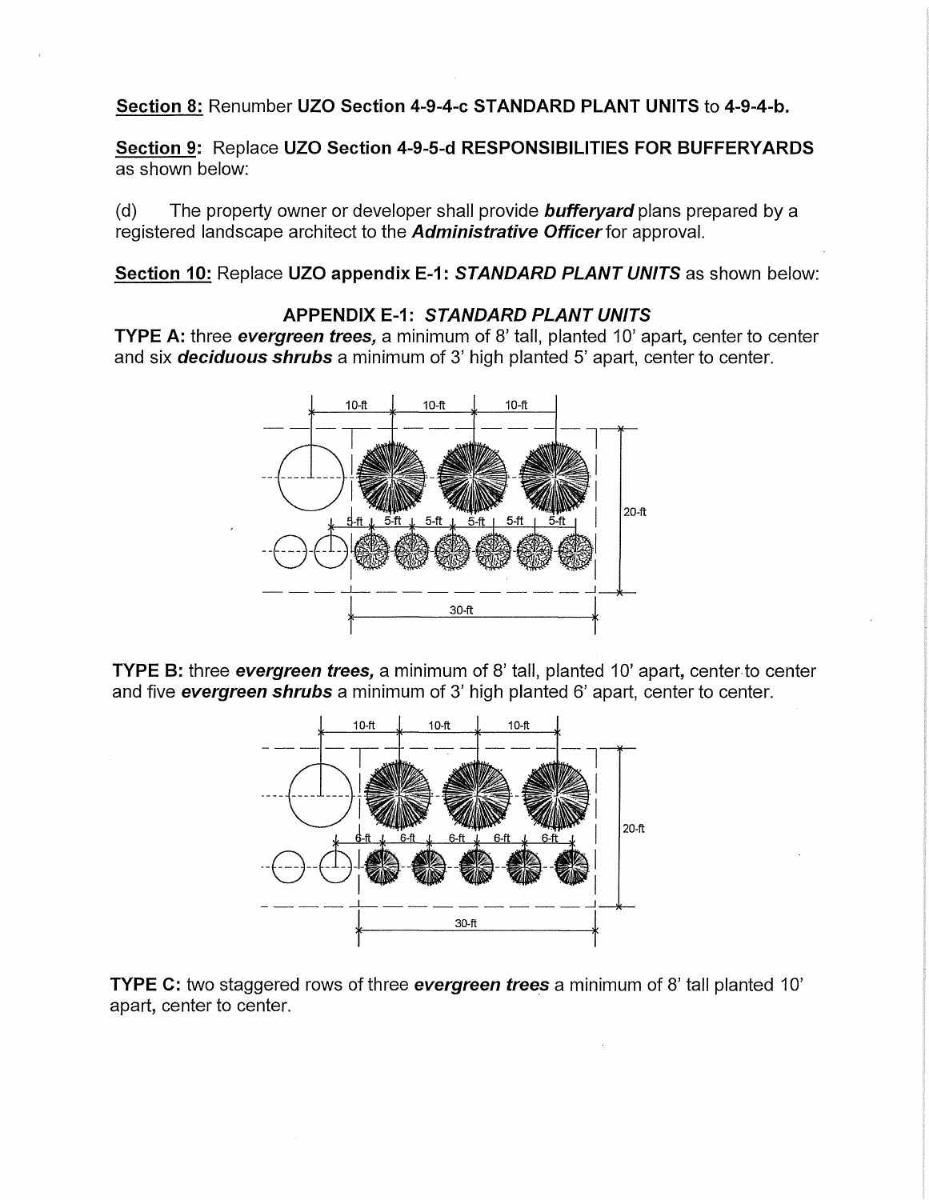**Section 8:** Renumber **UZO Section 4-9-4-c STANDARD PLANT UNITS** to **4-9-4-b.**

**Section 9:** Replace **UZO Section 4-9-5-d RESPONSIBILITIES FOR BUFFERYARDS** as shown below:

(d) The property owner or developer shall provide ***bufferyard*** plans prepared by a registered landscape architect to the ***Administrative Officer*** for approval.

**Section 10:** Replace **UZO appendix E-1: *STANDARD PLANT UNITS*** as shown below:

**APPENDIX E-1: *STANDARD PLANT UNITS***

**TYPE A:** three ***evergreen trees,*** a minimum of 8' tall, planted 10' apart, center to center and six ***deciduous shrubs*** a minimum of 3' high planted 5' apart, center to center.

**TYPE B:** three ***evergreen trees,*** a minimum of 8' tall, planted 10' apart, center to center and five ***evergreen shrubs*** a minimum of 3' high planted 6' apart, center to center.

**TYPE C:** two staggered rows of three ***evergreen trees*** a minimum of 8' tall planted 10' apart, center to center.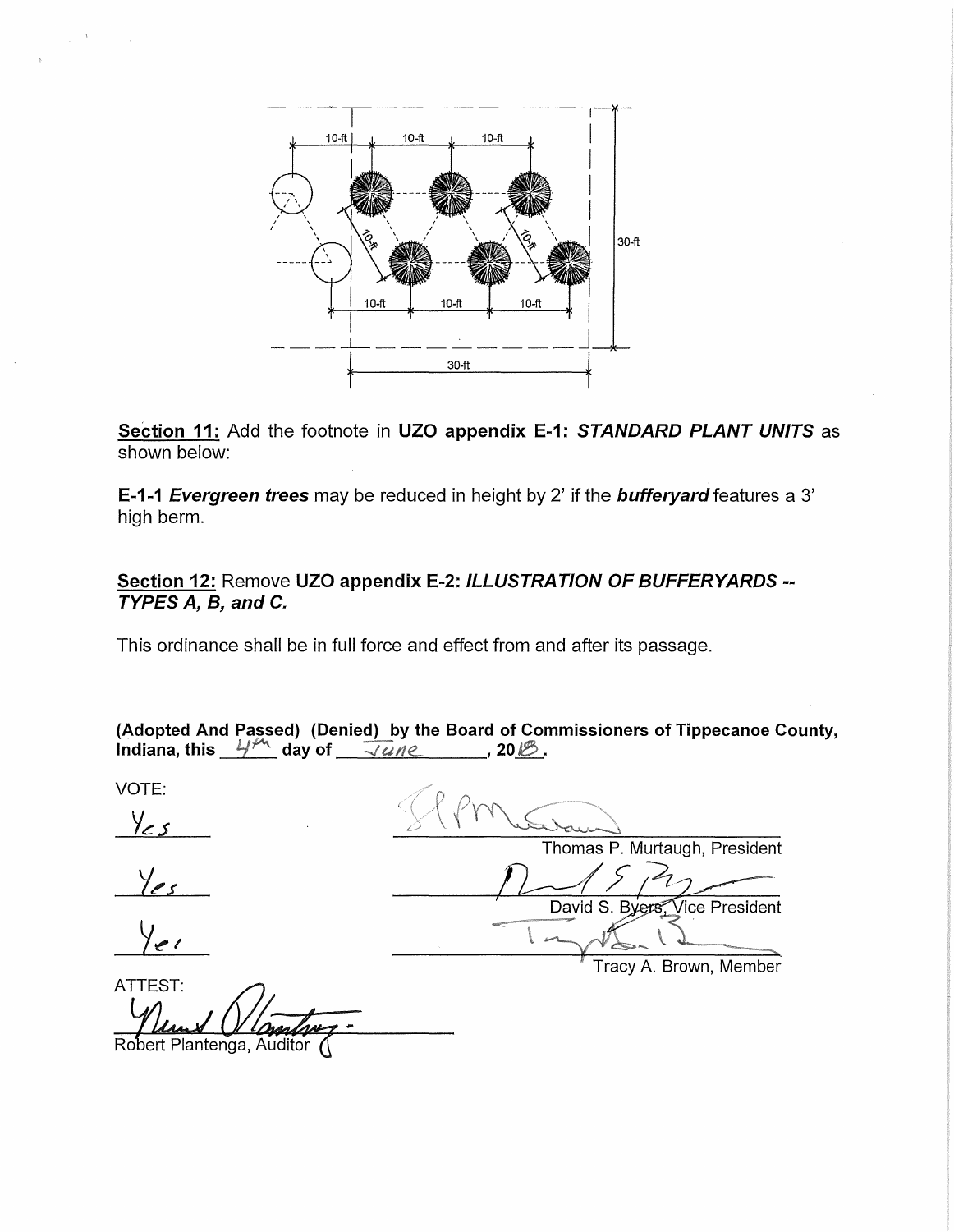10-ft
10-ft
10-ft
10-ft
10-ft
10-ft
10-ft
10-ft
10-ft
30-ft
30-ft

**Section 11:** Add the footnote in **UZO appendix E-1:** ***STANDARD PLANT UNITS*** as shown below:

**E-1-1** ***Evergreen trees*** may be reduced in height by 2' if the ***bufferyard*** features a 3' high berm.

**Section 12:** Remove **UZO appendix E-2:** ***ILLUSTRATION OF BUFFERYARDS -- TYPES A, B, and C.***

This ordinance shall be in full force and effect from and after its passage.

**(Adopted And Passed) (Denied) by the Board of Commissioners of Tippecanoe County, Indiana, this 4th day of June, 2018.**

VOTE:

Yes — Thomas P. Murtaugh, President

Yes — David S. Byers, Vice President

Yes — Tracy A. Brown, Member

ATTEST:

Robert Plantenga, Auditor